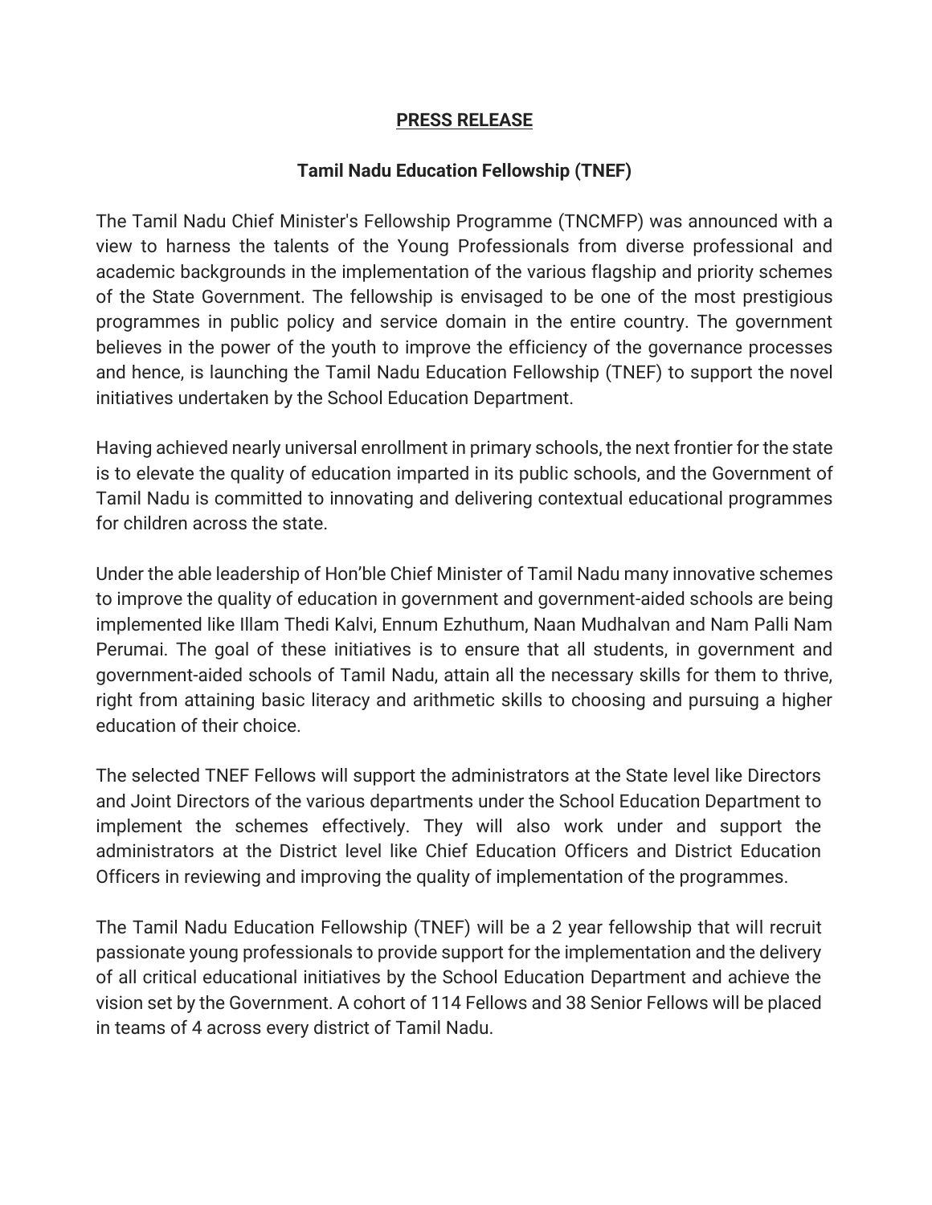**PRESS RELEASE**

**Tamil Nadu Education Fellowship (TNEF)**

The Tamil Nadu Chief Minister's Fellowship Programme (TNCMFP) was announced with a view to harness the talents of the Young Professionals from diverse professional and academic backgrounds in the implementation of the various flagship and priority schemes of the State Government. The fellowship is envisaged to be one of the most prestigious programmes in public policy and service domain in the entire country. The government believes in the power of the youth to improve the efficiency of the governance processes and hence, is launching the Tamil Nadu Education Fellowship (TNEF) to support the novel initiatives undertaken by the School Education Department.

Having achieved nearly universal enrollment in primary schools, the next frontier for the state is to elevate the quality of education imparted in its public schools, and the Government of Tamil Nadu is committed to innovating and delivering contextual educational programmes for children across the state.

Under the able leadership of Hon'ble Chief Minister of Tamil Nadu many innovative schemes to improve the quality of education in government and government-aided schools are being implemented like Illam Thedi Kalvi, Ennum Ezhuthum, Naan Mudhalvan and Nam Palli Nam Perumai. The goal of these initiatives is to ensure that all students, in government and government-aided schools of Tamil Nadu, attain all the necessary skills for them to thrive, right from attaining basic literacy and arithmetic skills to choosing and pursuing a higher education of their choice.

The selected TNEF Fellows will support the administrators at the State level like Directors and Joint Directors of the various departments under the School Education Department to implement the schemes effectively. They will also work under and support the administrators at the District level like Chief Education Officers and District Education Officers in reviewing and improving the quality of implementation of the programmes.

The Tamil Nadu Education Fellowship (TNEF) will be a 2 year fellowship that will recruit passionate young professionals to provide support for the implementation and the delivery of all critical educational initiatives by the School Education Department and achieve the vision set by the Government. A cohort of 114 Fellows and 38 Senior Fellows will be placed in teams of 4 across every district of Tamil Nadu.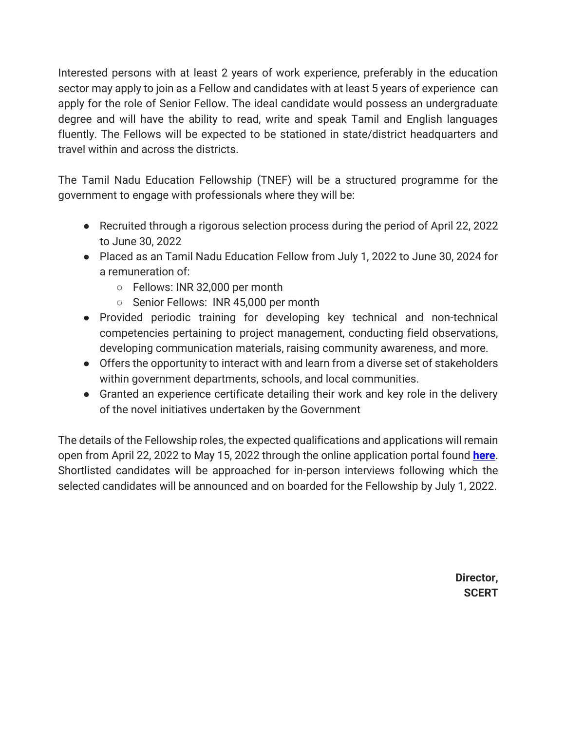Interested persons with at least 2 years of work experience, preferably in the education sector may apply to join as a Fellow and candidates with at least 5 years of experience can apply for the role of Senior Fellow. The ideal candidate would possess an undergraduate degree and will have the ability to read, write and speak Tamil and English languages fluently. The Fellows will be expected to be stationed in state/district headquarters and travel within and across the districts.

The Tamil Nadu Education Fellowship (TNEF) will be a structured programme for the government to engage with professionals where they will be:

- Recruited through a rigorous selection process during the period of April 22, 2022 to June 30, 2022
- Placed as an Tamil Nadu Education Fellow from July 1, 2022 to June 30, 2024 for a remuneration of:
  - Fellows: INR 32,000 per month
  - Senior Fellows: INR 45,000 per month
- Provided periodic training for developing key technical and non-technical competencies pertaining to project management, conducting field observations, developing communication materials, raising community awareness, and more.
- Offers the opportunity to interact with and learn from a diverse set of stakeholders within government departments, schools, and local communities.
- Granted an experience certificate detailing their work and key role in the delivery of the novel initiatives undertaken by the Government

The details of the Fellowship roles, the expected qualifications and applications will remain open from April 22, 2022 to May 15, 2022 through the online application portal found **here**. Shortlisted candidates will be approached for in-person interviews following which the selected candidates will be announced and on boarded for the Fellowship by July 1, 2022.

**Director,**
**SCERT**